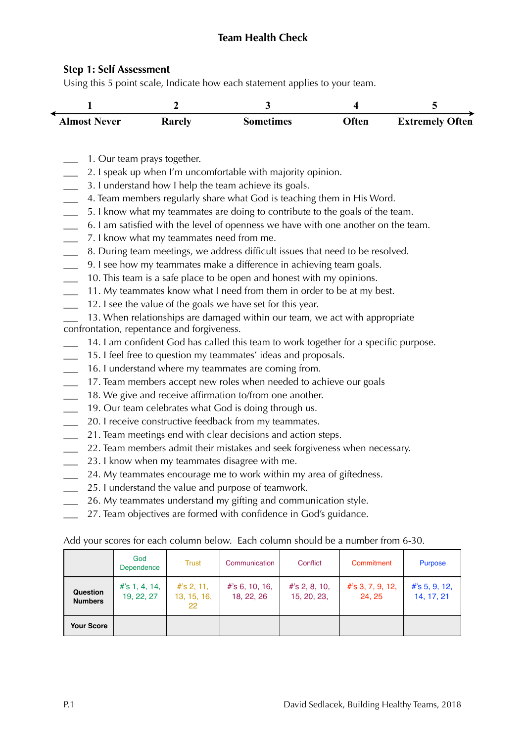# Team Health Check

## Step 1: Self Assessment

Using this 5 point scale, Indicate how each statement applies to your team.

| 1 | 2 | 3 | 4 | 5 |
|---|---|---|---|---|
| **Almost Never** | **Rarely** | **Sometimes** | **Often** | **Extremely Often** |

___ 1. Our team prays together.
___ 2. I speak up when I'm uncomfortable with majority opinion.
___ 3. I understand how I help the team achieve its goals.
___ 4. Team members regularly share what God is teaching them in His Word.
___ 5. I know what my teammates are doing to contribute to the goals of the team.
___ 6. I am satisfied with the level of openness we have with one another on the team.
___ 7. I know what my teammates need from me.
___ 8. During team meetings, we address difficult issues that need to be resolved.
___ 9. I see how my teammates make a difference in achieving team goals.
___ 10. This team is a safe place to be open and honest with my opinions.
___ 11. My teammates know what I need from them in order to be at my best.
___ 12. I see the value of the goals we have set for this year.
___ 13. When relationships are damaged within our team, we act with appropriate confrontation, repentance and forgiveness.
___ 14. I am confident God has called this team to work together for a specific purpose.
___ 15. I feel free to question my teammates' ideas and proposals.
___ 16. I understand where my teammates are coming from.
___ 17. Team members accept new roles when needed to achieve our goals
___ 18. We give and receive affirmation to/from one another.
___ 19. Our team celebrates what God is doing through us.
___ 20. I receive constructive feedback from my teammates.
___ 21. Team meetings end with clear decisions and action steps.
___ 22. Team members admit their mistakes and seek forgiveness when necessary.
___ 23. I know when my teammates disagree with me.
___ 24. My teammates encourage me to work within my area of giftedness.
___ 25. I understand the value and purpose of teamwork.
___ 26. My teammates understand my gifting and communication style.
___ 27. Team objectives are formed with confidence in God's guidance.

Add your scores for each column below. Each column should be a number from 6-30.

| | God Dependence | Trust | Communication | Conflict | Commitment | Purpose |
|---|---|---|---|---|---|---|
| **Question Numbers** | #'s 1, 4, 14, 19, 22, 27 | #'s 2, 11, 13, 15, 16, 22 | #'s 6, 10, 16, 18, 22, 26 | #'s 2, 8, 10, 15, 20, 23, | #'s 3, 7, 9, 12, 24, 25 | #'s 5, 9, 12, 14, 17, 21 |
| **Your Score** | | | | | | |

David Sedlacek, Building Healthy Teams, 2018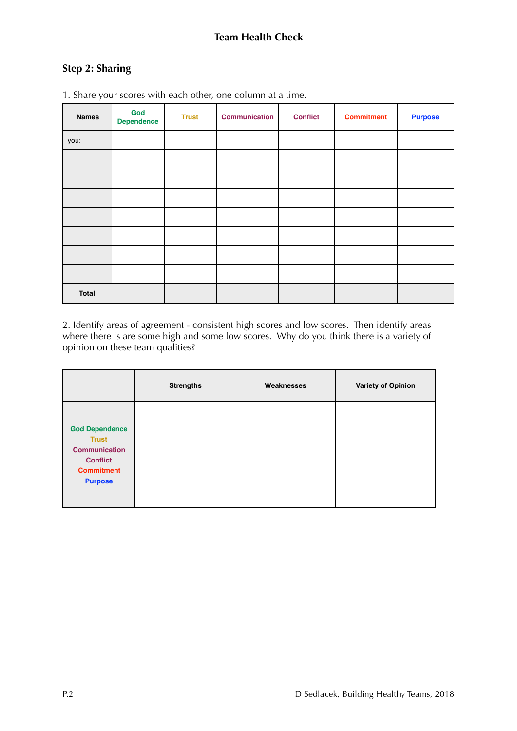## Team Health Check

### Step 2: Sharing

1. Share your scores with each other, one column at a time.

| Names | God Dependence | Trust | Communication | Conflict | Commitment | Purpose |
|---|---|---|---|---|---|---|
| you: | | | | | | |
| | | | | | | |
| | | | | | | |
| | | | | | | |
| | | | | | | |
| | | | | | | |
| | | | | | | |
| | | | | | | |
| **Total** | | | | | | |

2. Identify areas of agreement - consistent high scores and low scores. Then identify areas where there is are some high and some low scores. Why do you think there is a variety of opinion on these team qualities?

| | Strengths | Weaknesses | Variety of Opinion |
|---|---|---|---|
| God Dependence<br>Trust<br>Communication<br>Conflict<br>Commitment<br>Purpose | | | |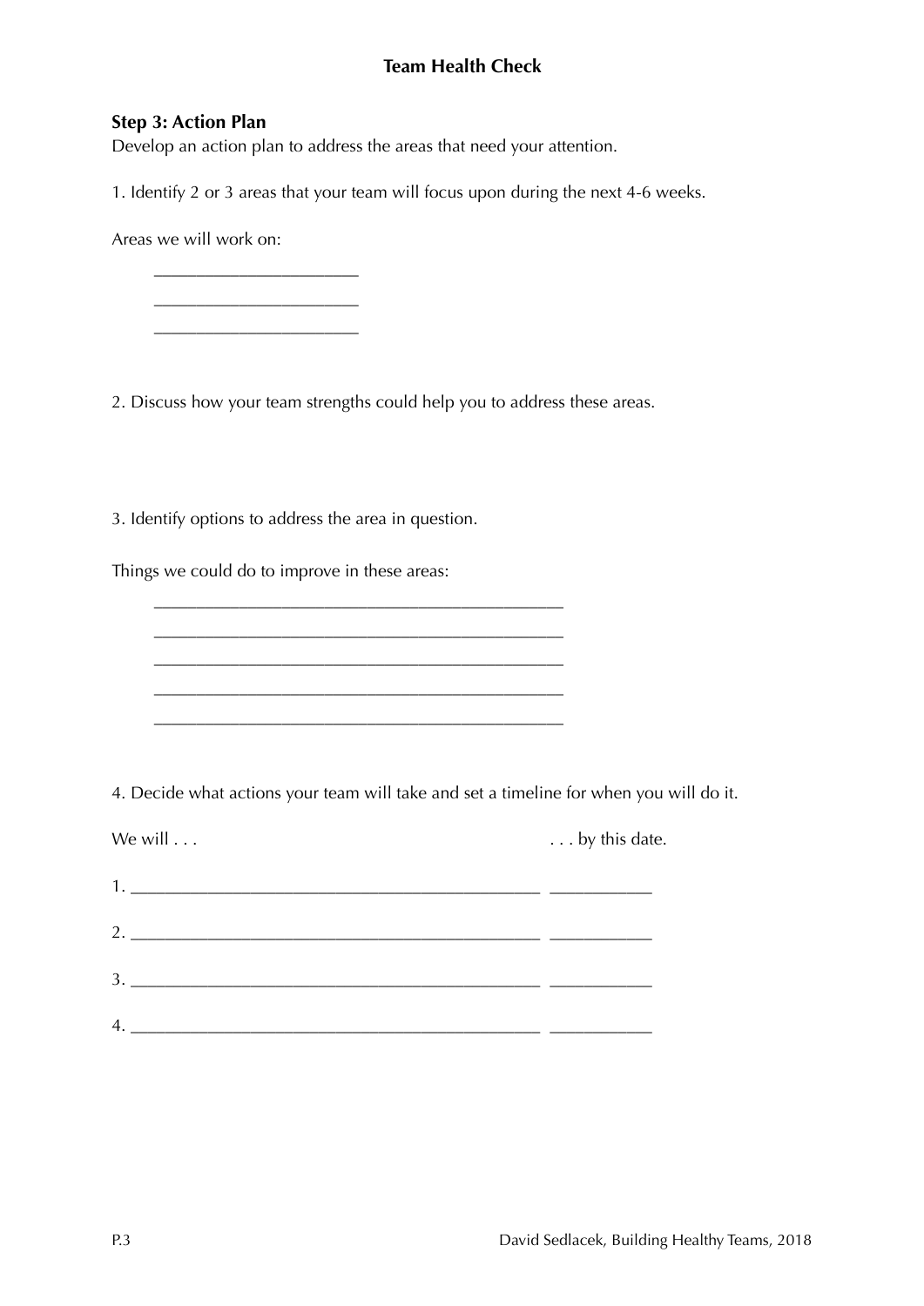# Team Health Check

## Step 3: Action Plan

Develop an action plan to address the areas that need your attention.

1. Identify 2 or 3 areas that your team will focus upon during the next 4-6 weeks.

Areas we will work on:

______________________

______________________

______________________

2. Discuss how your team strengths could help you to address these areas.

3. Identify options to address the area in question.

Things we could do to improve in these areas:

____________________________________________

____________________________________________

____________________________________________

____________________________________________

____________________________________________

4. Decide what actions your team will take and set a timeline for when you will do it.

| We will . . . | . . . by this date. |
|---|---|
| 1. ____________________________________________ | ___________ |
| 2. ____________________________________________ | ___________ |
| 3. ____________________________________________ | ___________ |
| 4. ____________________________________________ | ___________ |

David Sedlacek, Building Healthy Teams, 2018